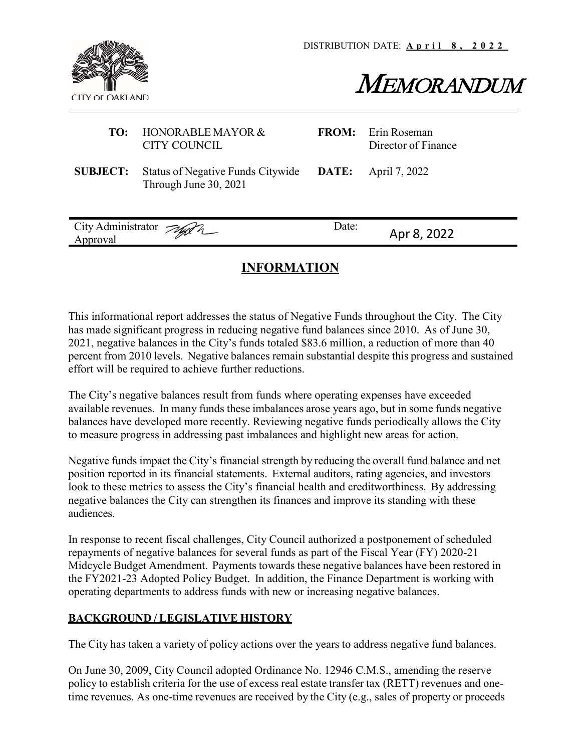DISTRIBUTION DATE: **April 8, 2022**

CITY OF OAKLAND

# MEMORANDUM

| | | | |
|---|---|---|---|
| **TO:** | HONORABLE MAYOR & CITY COUNCIL | **FROM:** | Erin Roseman Director of Finance |
| **SUBJECT:** | Status of Negative Funds Citywide Through June 30, 2021 | **DATE:** | April 7, 2022 |

| | | | |
|---|---|---|---|
| City Administrator Approval | | Date: | Apr 8, 2022 |

## INFORMATION

This informational report addresses the status of Negative Funds throughout the City. The City has made significant progress in reducing negative fund balances since 2010. As of June 30, 2021, negative balances in the City's funds totaled $83.6 million, a reduction of more than 40 percent from 2010 levels. Negative balances remain substantial despite this progress and sustained effort will be required to achieve further reductions.

The City's negative balances result from funds where operating expenses have exceeded available revenues. In many funds these imbalances arose years ago, but in some funds negative balances have developed more recently. Reviewing negative funds periodically allows the City to measure progress in addressing past imbalances and highlight new areas for action.

Negative funds impact the City's financial strength by reducing the overall fund balance and net position reported in its financial statements. External auditors, rating agencies, and investors look to these metrics to assess the City's financial health and creditworthiness. By addressing negative balances the City can strengthen its finances and improve its standing with these audiences.

In response to recent fiscal challenges, City Council authorized a postponement of scheduled repayments of negative balances for several funds as part of the Fiscal Year (FY) 2020-21 Midcycle Budget Amendment. Payments towards these negative balances have been restored in the FY2021-23 Adopted Policy Budget. In addition, the Finance Department is working with operating departments to address funds with new or increasing negative balances.

### BACKGROUND / LEGISLATIVE HISTORY

The City has taken a variety of policy actions over the years to address negative fund balances.

On June 30, 2009, City Council adopted Ordinance No. 12946 C.M.S., amending the reserve policy to establish criteria for the use of excess real estate transfer tax (RETT) revenues and one-time revenues. As one-time revenues are received by the City (e.g., sales of property or proceeds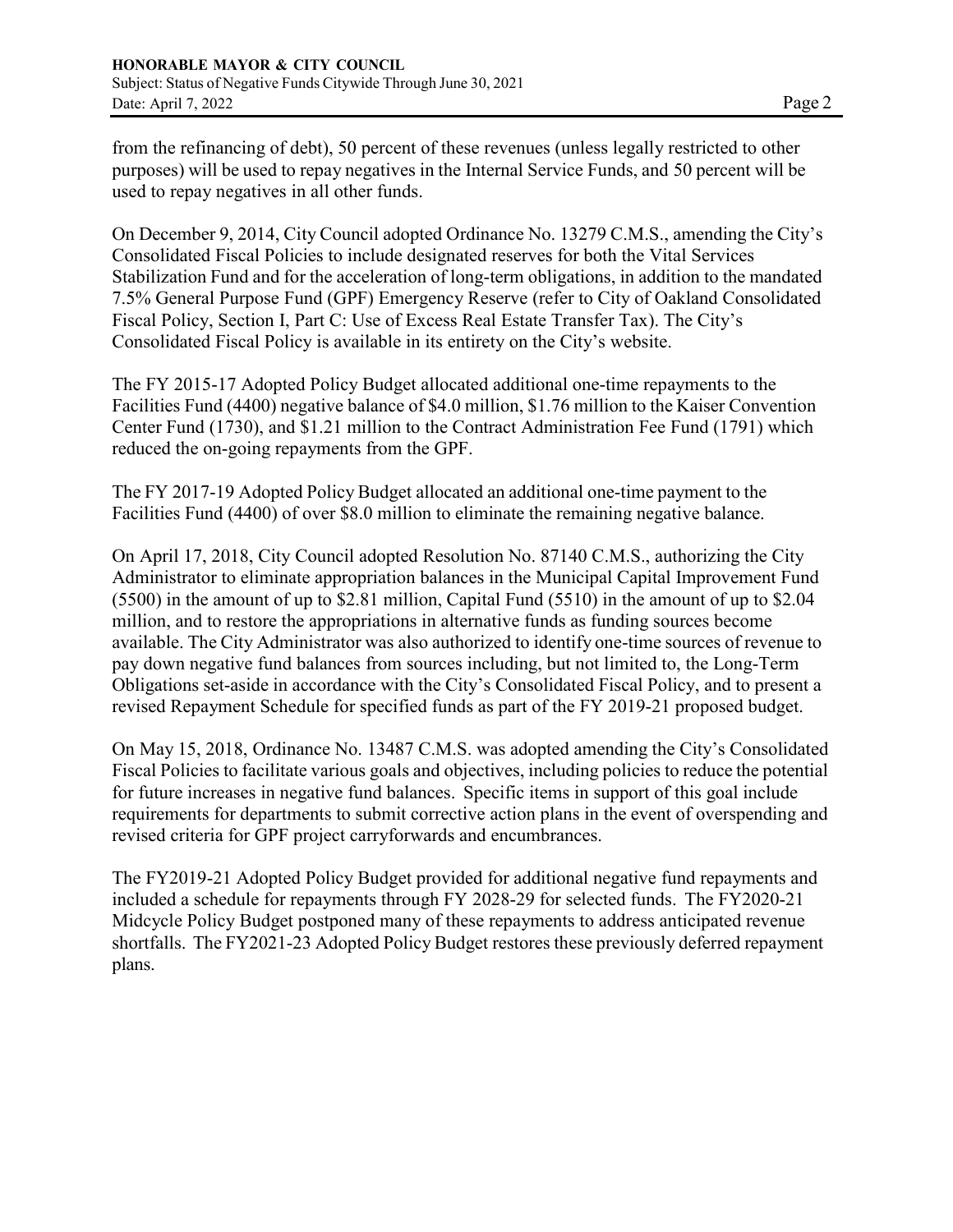from the refinancing of debt), 50 percent of these revenues (unless legally restricted to other purposes) will be used to repay negatives in the Internal Service Funds, and 50 percent will be used to repay negatives in all other funds.

On December 9, 2014, City Council adopted Ordinance No. 13279 C.M.S., amending the City's Consolidated Fiscal Policies to include designated reserves for both the Vital Services Stabilization Fund and for the acceleration of long-term obligations, in addition to the mandated 7.5% General Purpose Fund (GPF) Emergency Reserve (refer to City of Oakland Consolidated Fiscal Policy, Section I, Part C: Use of Excess Real Estate Transfer Tax). The City's Consolidated Fiscal Policy is available in its entirety on the City's website.

The FY 2015-17 Adopted Policy Budget allocated additional one-time repayments to the Facilities Fund (4400) negative balance of $4.0 million, $1.76 million to the Kaiser Convention Center Fund (1730), and $1.21 million to the Contract Administration Fee Fund (1791) which reduced the on-going repayments from the GPF.

The FY 2017-19 Adopted Policy Budget allocated an additional one-time payment to the Facilities Fund (4400) of over $8.0 million to eliminate the remaining negative balance.

On April 17, 2018, City Council adopted Resolution No. 87140 C.M.S., authorizing the City Administrator to eliminate appropriation balances in the Municipal Capital Improvement Fund (5500) in the amount of up to $2.81 million, Capital Fund (5510) in the amount of up to $2.04 million, and to restore the appropriations in alternative funds as funding sources become available. The City Administrator was also authorized to identify one-time sources of revenue to pay down negative fund balances from sources including, but not limited to, the Long-Term Obligations set-aside in accordance with the City's Consolidated Fiscal Policy, and to present a revised Repayment Schedule for specified funds as part of the FY 2019-21 proposed budget.

On May 15, 2018, Ordinance No. 13487 C.M.S. was adopted amending the City's Consolidated Fiscal Policies to facilitate various goals and objectives, including policies to reduce the potential for future increases in negative fund balances. Specific items in support of this goal include requirements for departments to submit corrective action plans in the event of overspending and revised criteria for GPF project carryforwards and encumbrances.

The FY2019-21 Adopted Policy Budget provided for additional negative fund repayments and included a schedule for repayments through FY 2028-29 for selected funds. The FY2020-21 Midcycle Policy Budget postponed many of these repayments to address anticipated revenue shortfalls. The FY2021-23 Adopted Policy Budget restores these previously deferred repayment plans.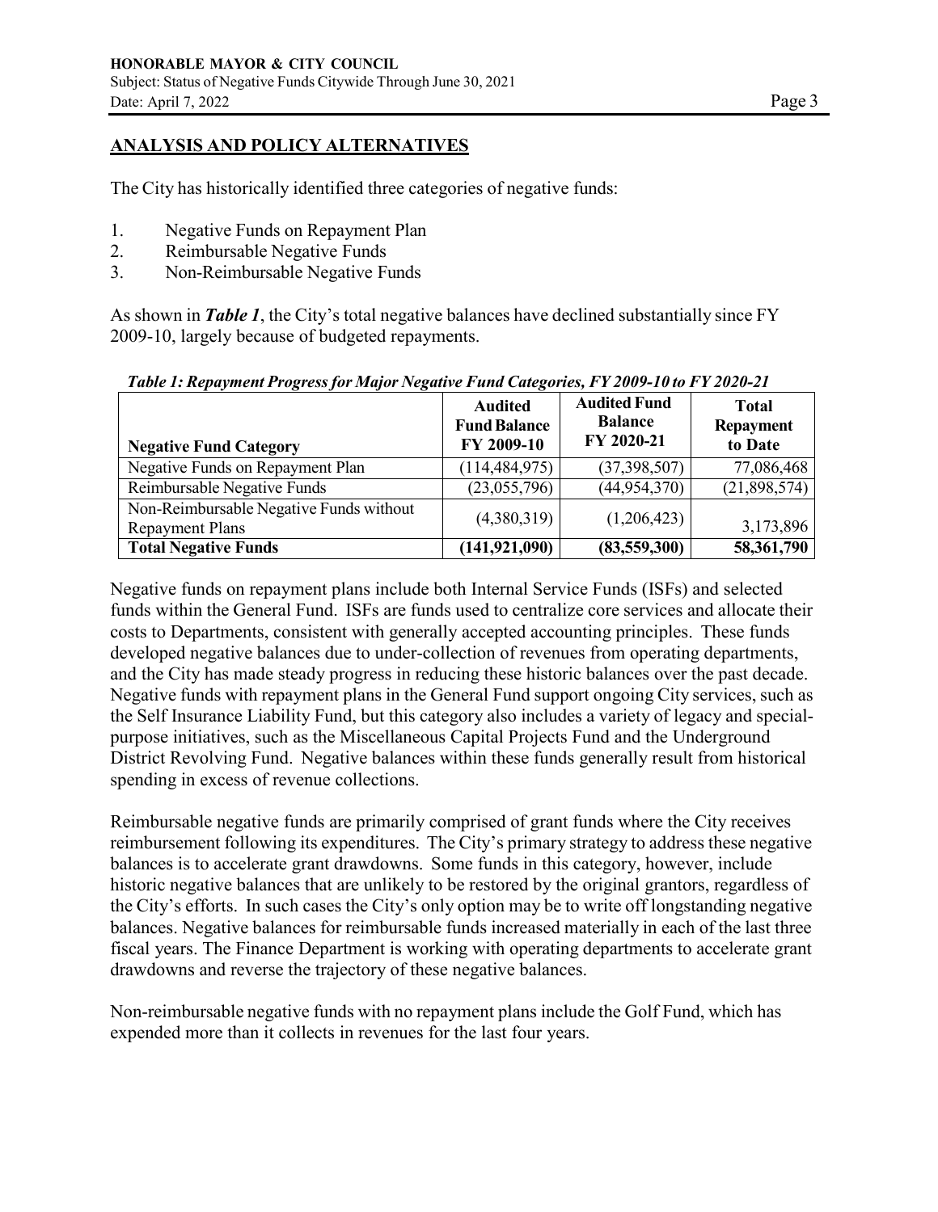## ANALYSIS AND POLICY ALTERNATIVES

The City has historically identified three categories of negative funds:

1. Negative Funds on Repayment Plan
2. Reimbursable Negative Funds
3. Non-Reimbursable Negative Funds

As shown in ***Table 1***, the City's total negative balances have declined substantially since FY 2009-10, largely because of budgeted repayments.

***Table 1: Repayment Progress for Major Negative Fund Categories, FY 2009-10 to FY 2020-21***

| Negative Fund Category | Audited Fund Balance FY 2009-10 | Audited Fund Balance FY 2020-21 | Total Repayment to Date |
|---|---|---|---|
| Negative Funds on Repayment Plan | (114,484,975) | (37,398,507) | 77,086,468 |
| Reimbursable Negative Funds | (23,055,796) | (44,954,370) | (21,898,574) |
| Non-Reimbursable Negative Funds without Repayment Plans | (4,380,319) | (1,206,423) | 3,173,896 |
| **Total Negative Funds** | **(141,921,090)** | **(83,559,300)** | **58,361,790** |

Negative funds on repayment plans include both Internal Service Funds (ISFs) and selected funds within the General Fund. ISFs are funds used to centralize core services and allocate their costs to Departments, consistent with generally accepted accounting principles. These funds developed negative balances due to under-collection of revenues from operating departments, and the City has made steady progress in reducing these historic balances over the past decade. Negative funds with repayment plans in the General Fund support ongoing City services, such as the Self Insurance Liability Fund, but this category also includes a variety of legacy and special-purpose initiatives, such as the Miscellaneous Capital Projects Fund and the Underground District Revolving Fund. Negative balances within these funds generally result from historical spending in excess of revenue collections.

Reimbursable negative funds are primarily comprised of grant funds where the City receives reimbursement following its expenditures. The City's primary strategy to address these negative balances is to accelerate grant drawdowns. Some funds in this category, however, include historic negative balances that are unlikely to be restored by the original grantors, regardless of the City's efforts. In such cases the City's only option may be to write off longstanding negative balances. Negative balances for reimbursable funds increased materially in each of the last three fiscal years. The Finance Department is working with operating departments to accelerate grant drawdowns and reverse the trajectory of these negative balances.

Non-reimbursable negative funds with no repayment plans include the Golf Fund, which has expended more than it collects in revenues for the last four years.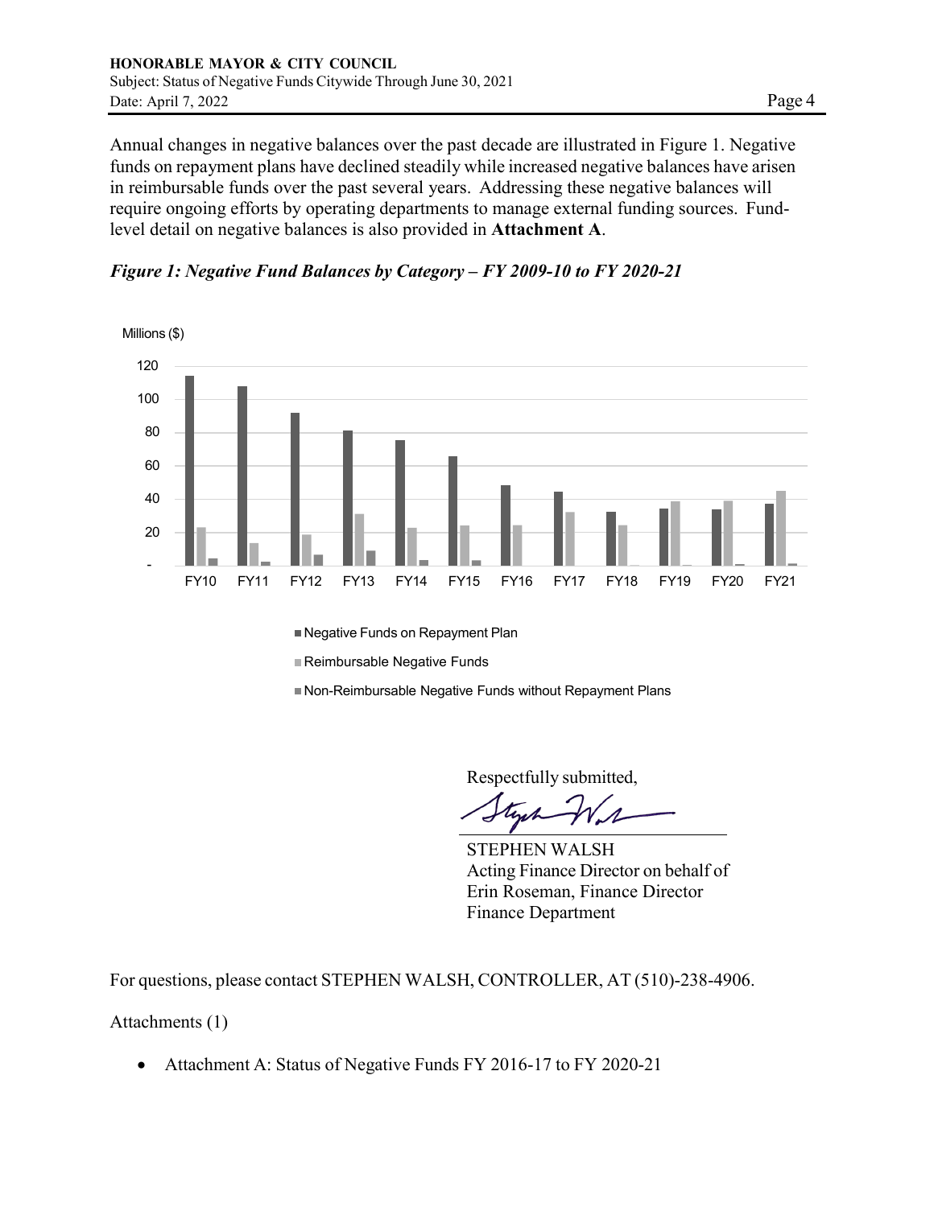Annual changes in negative balances over the past decade are illustrated in Figure 1. Negative funds on repayment plans have declined steadily while increased negative balances have arisen in reimbursable funds over the past several years. Addressing these negative balances will require ongoing efforts by operating departments to manage external funding sources. Fund-level detail on negative balances is also provided in **Attachment A**.

***Figure 1: Negative Fund Balances by Category – FY 2009-10 to FY 2020-21***

Millions ($)

120
100
80
60
40
20
-

FY10 FY11 FY12 FY13 FY14 FY15 FY16 FY17 FY18 FY19 FY20 FY21

- Negative Funds on Repayment Plan
- Reimbursable Negative Funds
- Non-Reimbursable Negative Funds without Repayment Plans

Respectfully submitted,

STEPHEN WALSH
Acting Finance Director on behalf of
Erin Roseman, Finance Director
Finance Department

For questions, please contact STEPHEN WALSH, CONTROLLER, AT (510)-238-4906.

Attachments (1)

- Attachment A: Status of Negative Funds FY 2016-17 to FY 2020-21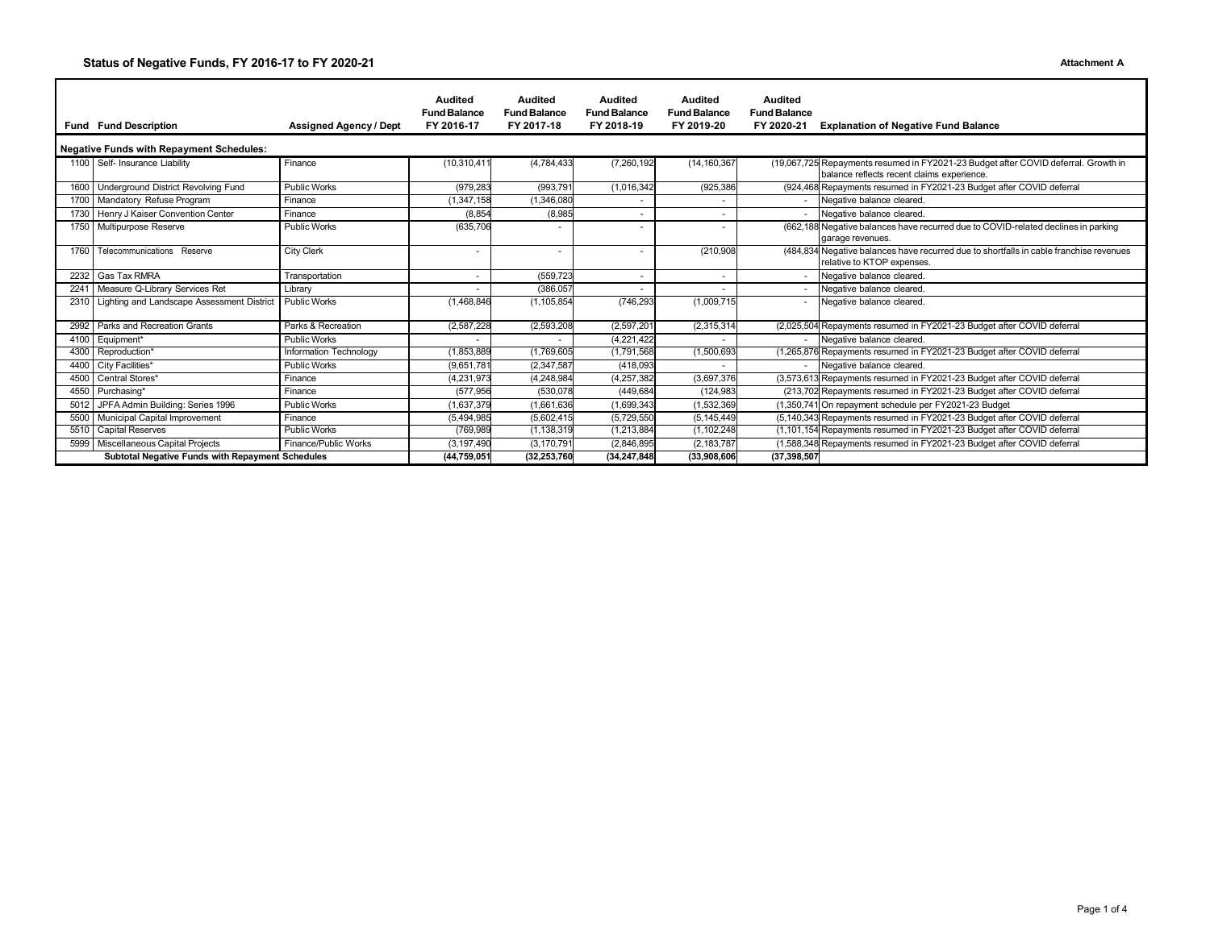## Status of Negative Funds, FY 2016-17 to FY 2020-21

**Attachment A**

| Fund | Fund Description | Assigned Agency / Dept | Audited Fund Balance FY 2016-17 | Audited Fund Balance FY 2017-18 | Audited Fund Balance FY 2018-19 | Audited Fund Balance FY 2019-20 | Audited Fund Balance FY 2020-21 | Explanation of Negative Fund Balance |
|---|---|---|---|---|---|---|---|---|
| **Negative Funds with Repayment Schedules:** | | | | | | | | |
| 1100 | Self- Insurance Liability | Finance | (10,310,411 | (4,784,433 | (7,260,192 | (14,160,367 | (19,067,725 | Repayments resumed in FY2021-23 Budget after COVID deferral. Growth in balance reflects recent claims experience. |
| 1600 | Underground District Revolving Fund | Public Works | (979,283 | (993,791 | (1,016,342 | (925,386 | (924,468 | Repayments resumed in FY2021-23 Budget after COVID deferral |
| 1700 | Mandatory Refuse Program | Finance | (1,347,158 | (1,346,080 | - | - | - | Negative balance cleared. |
| 1730 | Henry J Kaiser Convention Center | Finance | (8,854 | (8,985 | - | - | - | Negative balance cleared. |
| 1750 | Multipurpose Reserve | Public Works | (635,706 | - | - | - | (662,188 | Negative balances have recurred due to COVID-related declines in parking garage revenues. |
| 1760 | Telecommunications Reserve | City Clerk | - | - | - | (210,908 | (484,834 | Negative balances have recurred due to shortfalls in cable franchise revenues relative to KTOP expenses. |
| 2232 | Gas Tax RMRA | Transportation | - | (559,723 | - | - | - | Negative balance cleared. |
| 2241 | Measure Q-Library Services Ret | Library | - | (386,057 | - | - | - | Negative balance cleared. |
| 2310 | Lighting and Landscape Assessment District | Public Works | (1,468,846 | (1,105,854 | (746,293 | (1,009,715 | - | Negative balance cleared. |
| 2992 | Parks and Recreation Grants | Parks & Recreation | (2,587,228 | (2,593,208 | (2,597,201 | (2,315,314 | (2,025,504 | Repayments resumed in FY2021-23 Budget after COVID deferral |
| 4100 | Equipment* | Public Works | - | - | (4,221,422 | - | - | Negative balance cleared. |
| 4300 | Reproduction* | Information Technology | (1,853,889 | (1,769,605 | (1,791,568 | (1,500,693 | (1,265,876 | Repayments resumed in FY2021-23 Budget after COVID deferral |
| 4400 | City Facilities* | Public Works | (9,651,781 | (2,347,587 | (418,093 | - | - | Negative balance cleared. |
| 4500 | Central Stores* | Finance | (4,231,973 | (4,248,984 | (4,257,382 | (3,697,376 | (3,573,613 | Repayments resumed in FY2021-23 Budget after COVID deferral |
| 4550 | Purchasing* | Finance | (577,956 | (530,078 | (449,684 | (124,983 | (213,702 | Repayments resumed in FY2021-23 Budget after COVID deferral |
| 5012 | JPFA Admin Building: Series 1996 | Public Works | (1,637,379 | (1,661,636 | (1,699,343 | (1,532,369 | (1,350,741 | On repayment schedule per FY2021-23 Budget |
| 5500 | Municipal Capital Improvement | Finance | (5,494,985 | (5,602,415 | (5,729,550 | (5,145,449 | (5,140,343 | Repayments resumed in FY2021-23 Budget after COVID deferral |
| 5510 | Capital Reserves | Public Works | (769,989 | (1,138,319 | (1,213,884 | (1,102,248 | (1,101,154 | Repayments resumed in FY2021-23 Budget after COVID deferral |
| 5999 | Miscellaneous Capital Projects | Finance/Public Works | (3,197,490 | (3,170,791 | (2,846,895 | (2,183,787 | (1,588,348 | Repayments resumed in FY2021-23 Budget after COVID deferral |
| | **Subtotal Negative Funds with Repayment Schedules** | | **(44,759,051** | **(32,253,760** | **(34,247,848** | **(33,908,606** | **(37,398,507** | |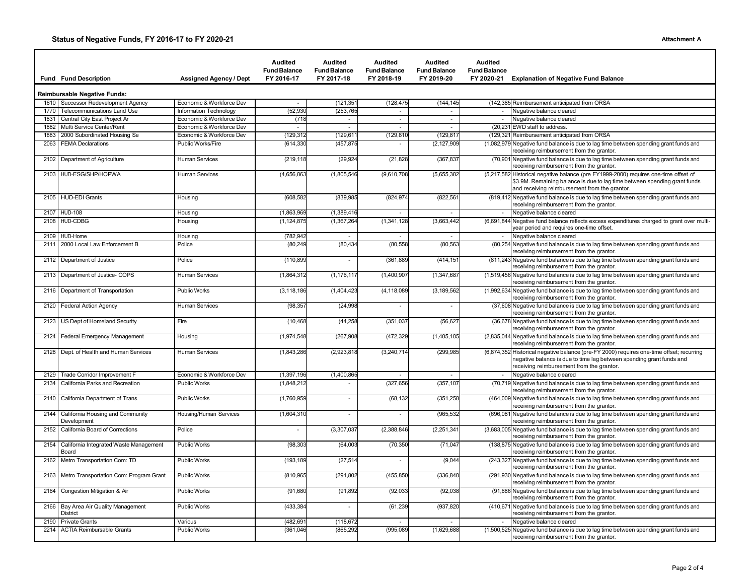## Status of Negative Funds, FY 2016-17 to FY 2020-21

Attachment A

| Fund | Fund Description | Assigned Agency / Dept | Audited Fund Balance FY 2016-17 | Audited Fund Balance FY 2017-18 | Audited Fund Balance FY 2018-19 | Audited Fund Balance FY 2019-20 | Audited Fund Balance FY 2020-21 | Explanation of Negative Fund Balance |
|---|---|---|---|---|---|---|---|---|
| **Reimbursable Negative Funds:** | | | | | | | | |
| 1610 | Successor Redevelopment Agency | Economic & Workforce Dev | - | (121,351 | (128,475 | (144,145 | (142,385 | Reimbursement anticipated from ORSA |
| 1770 | Telecommunications Land Use | Information Technology | (52,930 | (253,765 | - | - | - | Negative balance cleared |
| 1831 | Central City East Project Ar | Economic & Workforce Dev | (718 | - | - | - | - | Negative balance cleared |
| 1882 | Multi Service Center/Rent | Economic & Workforce Dev | - | - | - | - | (20,231 | EWD staff to address. |
| 1883 | 2000 Subordinated Housing Se | Economic & Workforce Dev | (129,312 | (129,611 | (129,810 | (129,817 | (129,321 | Reimbursement anticipated from ORSA |
| 2063 | FEMA Declarations | Public Works/Fire | (614,330 | (457,875 | - | (2,127,909 | (1,082,979 | Negative fund balance is due to lag time between spending grant funds and receiving reimbursement from the grantor. |
| 2102 | Department of Agriculture | Human Services | (219,118 | (29,924 | (21,828 | (367,837 | (70,901 | Negative fund balance is due to lag time between spending grant funds and receiving reimbursement from the grantor. |
| 2103 | HUD-ESG/SHP/HOPWA | Human Services | (4,656,863 | (1,805,546 | (9,610,708 | (5,655,382 | (5,217,582 | Historical negative balance (pre FY1999-2000) requires one-time offset of $3.9M. Remaining balance is due to lag time between spending grant funds and receiving reimbursement from the grantor. |
| 2105 | HUD-EDI Grants | Housing | (608,582 | (839,985 | (824,974 | (822,561 | (819,412 | Negative fund balance is due to lag time between spending grant funds and receiving reimbursement from the grantor. |
| 2107 | HUD-108 | Housing | (1,863,969 | (1,389,416 | - | - | - | Negative balance cleared |
| 2108 | HUD-CDBG | Housing | (1,124,875 | (1,367,264 | (1,341,128 | (3,663,442 | (6,691,844 | Negative fund balance reflects excess expenditures charged to grant over multi-year period and requires one-time offset. |
| 2109 | HUD-Home | Housing | (782,942 | - | - | - | - | Negative balance cleared |
| 2111 | 2000 Local Law Enforcement B | Police | (80,249 | (80,434 | (80,558 | (80,563 | (80,254 | Negative fund balance is due to lag time between spending grant funds and receiving reimbursement from the grantor. |
| 2112 | Department of Justice | Police | (110,899 | - | (361,889 | (414,151 | (811,243 | Negative fund balance is due to lag time between spending grant funds and receiving reimbursement from the grantor. |
| 2113 | Department of Justice- COPS | Human Services | (1,864,312 | (1,176,117 | (1,400,907 | (1,347,687 | (1,519,456 | Negative fund balance is due to lag time between spending grant funds and receiving reimbursement from the grantor. |
| 2116 | Department of Transportation | Public Works | (3,118,186 | (1,404,423 | (4,118,089 | (3,189,562 | (1,992,634 | Negative fund balance is due to lag time between spending grant funds and receiving reimbursement from the grantor. |
| 2120 | Federal Action Agency | Human Services | (98,357 | (24,998 | - | - | (37,608 | Negative fund balance is due to lag time between spending grant funds and receiving reimbursement from the grantor. |
| 2123 | US Dept of Homeland Security | Fire | (10,468 | (44,258 | (351,037 | (56,627 | (36,678 | Negative fund balance is due to lag time between spending grant funds and receiving reimbursement from the grantor. |
| 2124 | Federal Emergency Management | Housing | (1,974,548 | (267,908 | (472,329 | (1,405,105 | (2,835,044 | Negative fund balance is due to lag time between spending grant funds and receiving reimbursement from the grantor. |
| 2128 | Dept. of Health and Human Services | Human Services | (1,843,286 | (2,923,818 | (3,240,714 | (299,985 | (6,874,352 | Historical negative balance (pre-FY 2000) requires one-time offset; recurring negative balance is due to time lag between spending grant funds and receiving reimbursement from the grantor. |
| 2129 | Trade Corridor Improvement F | Economic & Workforce Dev | (1,397,196 | (1,400,865 | - | - | - | Negative balance cleared |
| 2134 | California Parks and Recreation | Public Works | (1,848,212 | - | (327,656 | (357,107 | (70,719 | Negative fund balance is due to lag time between spending grant funds and receiving reimbursement from the grantor. |
| 2140 | California Department of Trans | Public Works | (1,760,959 | - | (68,132 | (351,258 | (464,009 | Negative fund balance is due to lag time between spending grant funds and receiving reimbursement from the grantor. |
| 2144 | California Housing and Community Development | Housing/Human Services | (1,604,310 | - | - | (965,532 | (696,081 | Negative fund balance is due to lag time between spending grant funds and receiving reimbursement from the grantor. |
| 2152 | California Board of Corrections | Police | - | (3,307,037 | (2,388,846 | (2,251,341 | (3,683,005 | Negative fund balance is due to lag time between spending grant funds and receiving reimbursement from the grantor. |
| 2154 | California Integrated Waste Management Board | Public Works | (98,303 | (64,003 | (70,350 | (71,047 | (138,875 | Negative fund balance is due to lag time between spending grant funds and receiving reimbursement from the grantor. |
| 2162 | Metro Transportation Com: TD | Public Works | (193,189 | (27,514 | - | (9,044 | (243,327 | Negative fund balance is due to lag time between spending grant funds and receiving reimbursement from the grantor. |
| 2163 | Metro Transportation Com: Program Grant | Public Works | (810,965 | (291,802 | (455,850 | (336,840 | (291,930 | Negative fund balance is due to lag time between spending grant funds and receiving reimbursement from the grantor. |
| 2164 | Congestion Mitigation & Air | Public Works | (91,680 | (91,892 | (92,033 | (92,038 | (91,686 | Negative fund balance is due to lag time between spending grant funds and receiving reimbursement from the grantor. |
| 2166 | Bay Area Air Quality Management District | Public Works | (433,384 | - | (61,239 | (937,820 | (410,671 | Negative fund balance is due to lag time between spending grant funds and receiving reimbursement from the grantor. |
| 2190 | Private Grants | Various | (482,691 | (118,672 | - | - | - | Negative balance cleared |
| 2214 | ACTIA Reimbursable Grants | Public Works | (361,046 | (865,292 | (995,089 | (1,629,688 | (1,500,525 | Negative fund balance is due to lag time between spending grant funds and receiving reimbursement from the grantor. |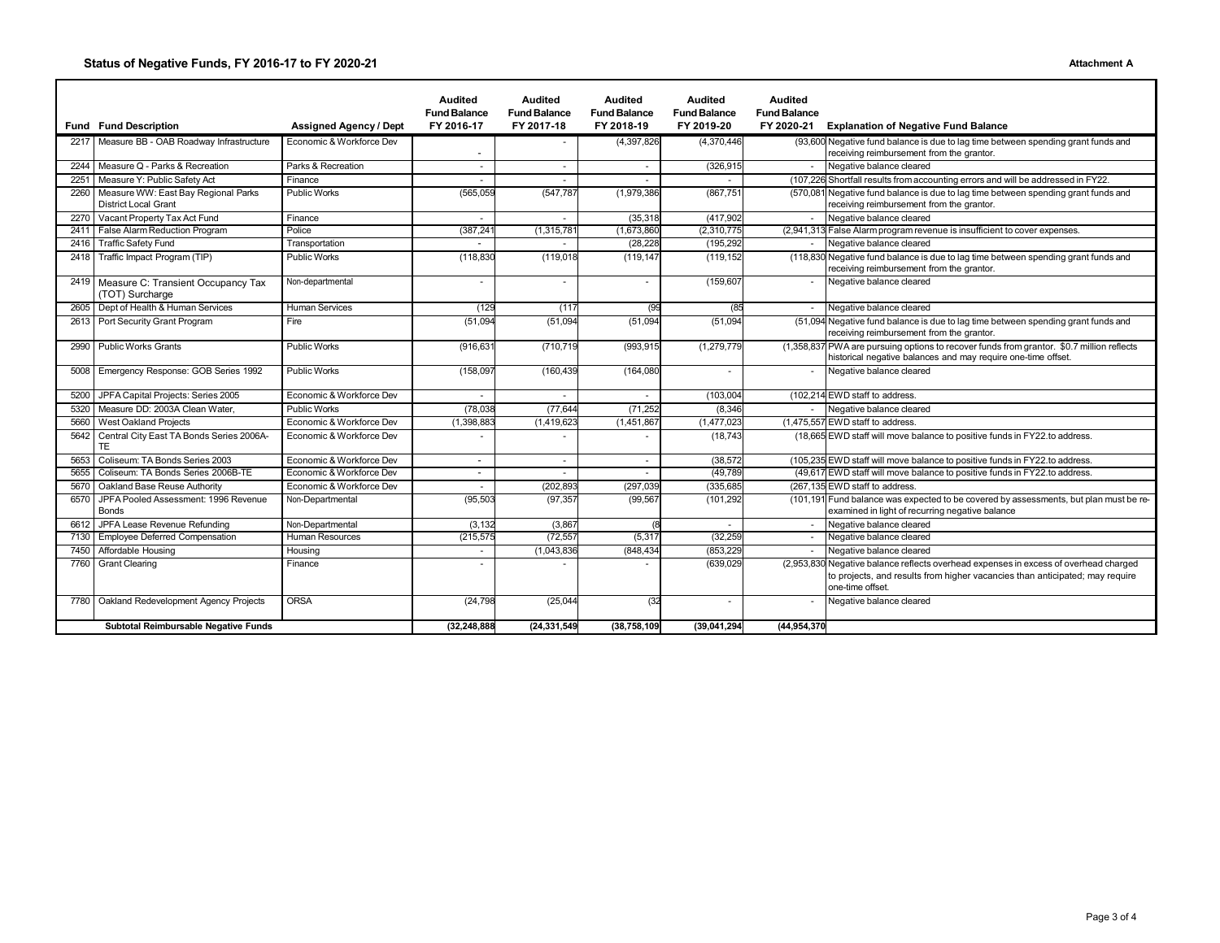## Status of Negative Funds, FY 2016-17 to FY 2020-21

Attachment A

| Fund | Fund Description | Assigned Agency / Dept | Audited Fund Balance FY 2016-17 | Audited Fund Balance FY 2017-18 | Audited Fund Balance FY 2018-19 | Audited Fund Balance FY 2019-20 | Audited Fund Balance FY 2020-21 | Explanation of Negative Fund Balance |
|---|---|---|---|---|---|---|---|---|
| 2217 | Measure BB - OAB Roadway Infrastructure | Economic & Workforce Dev | - | - | (4,397,826 | (4,370,446 | (93,600 | Negative fund balance is due to lag time between spending grant funds and receiving reimbursement from the grantor. |
| 2244 | Measure Q - Parks & Recreation | Parks & Recreation | - | - | - | (326,915 | - | Negative balance cleared |
| 2251 | Measure Y: Public Safety Act | Finance | - | - | - | - | (107,226 | Shortfall results from accounting errors and will be addressed in FY22. |
| 2260 | Measure WW: East Bay Regional Parks District Local Grant | Public Works | (565,059 | (547,787 | (1,979,386 | (867,751 | (570,081 | Negative fund balance is due to lag time between spending grant funds and receiving reimbursement from the grantor. |
| 2270 | Vacant Property Tax Act Fund | Finance | - | - | (35,318 | (417,902 | - | Negative balance cleared |
| 2411 | False Alarm Reduction Program | Police | (387,241 | (1,315,781 | (1,673,860 | (2,310,775 | (2,941,313 | False Alarm program revenue is insufficient to cover expenses. |
| 2416 | Traffic Safety Fund | Transportation | - | - | (28,228 | (195,292 | - | Negative balance cleared |
| 2418 | Traffic Impact Program (TIP) | Public Works | (118,830 | (119,018 | (119,147 | (119,152 | (118,830 | Negative fund balance is due to lag time between spending grant funds and receiving reimbursement from the grantor. |
| 2419 | Measure C: Transient Occupancy Tax (TOT) Surcharge | Non-departmental | - | - | - | (159,607 | - | Negative balance cleared |
| 2605 | Dept of Health & Human Services | Human Services | (129 | (117 | (99 | (85 | - | Negative balance cleared |
| 2613 | Port Security Grant Program | Fire | (51,094 | (51,094 | (51,094 | (51,094 | (51,094 | Negative fund balance is due to lag time between spending grant funds and receiving reimbursement from the grantor. |
| 2990 | Public Works Grants | Public Works | (916,631 | (710,719 | (993,915 | (1,279,779 | (1,358,837 | PWA are pursuing options to recover funds from grantor. $0.7 million reflects historical negative balances and may require one-time offset. |
| 5008 | Emergency Response: GOB Series 1992 | Public Works | (158,097 | (160,439 | (164,080 | - | - | Negative balance cleared |
| 5200 | JPFA Capital Projects: Series 2005 | Economic & Workforce Dev | - | - | - | (103,004 | (102,214 | EWD staff to address. |
| 5320 | Measure DD: 2003A Clean Water, | Public Works | (78,038 | (77,644 | (71,252 | (8,346 | - | Negative balance cleared |
| 5660 | West Oakland Projects | Economic & Workforce Dev | (1,398,883 | (1,419,623 | (1,451,867 | (1,477,023 | (1,475,557 | EWD staff to address. |
| 5642 | Central City East TA Bonds Series 2006A-TE | Economic & Workforce Dev | - | - | - | (18,743 | (18,665 | EWD staff will move balance to positive funds in FY22.to address. |
| 5653 | Coliseum: TA Bonds Series 2003 | Economic & Workforce Dev | - | - | - | (38,572 | (105,235 | EWD staff will move balance to positive funds in FY22.to address. |
| 5655 | Coliseum: TA Bonds Series 2006B-TE | Economic & Workforce Dev | - | - | - | (49,789 | (49,617 | EWD staff will move balance to positive funds in FY22.to address. |
| 5670 | Oakland Base Reuse Authority | Economic & Workforce Dev | - | (202,893 | (297,039 | (335,685 | (267,135 | EWD staff to address. |
| 6570 | JPFA Pooled Assessment: 1996 Revenue Bonds | Non-Departmental | (95,503 | (97,357 | (99,567 | (101,292 | (101,191 | Fund balance was expected to be covered by assessments, but plan must be re-examined in light of recurring negative balance |
| 6612 | JPFA Lease Revenue Refunding | Non-Departmental | (3,132 | (3,867 | (8 | - | - | Negative balance cleared |
| 7130 | Employee Deferred Compensation | Human Resources | (215,575 | (72,557 | (5,317 | (32,259 | - | Negative balance cleared |
| 7450 | Affordable Housing | Housing | - | (1,043,836 | (848,434 | (853,229 | - | Negative balance cleared |
| 7760 | Grant Clearing | Finance | - | - | - | (639,029 | (2,953,830 | Negative balance reflects overhead expenses in excess of overhead charged to projects, and results from higher vacancies than anticipated; may require one-time offset. |
| 7780 | Oakland Redevelopment Agency Projects | ORSA | (24,798 | (25,044 | (32 | - | - | Negative balance cleared |
| | **Subtotal Reimbursable Negative Funds** | | **(32,248,888** | **(24,331,549** | **(38,758,109** | **(39,041,294** | **(44,954,370** | |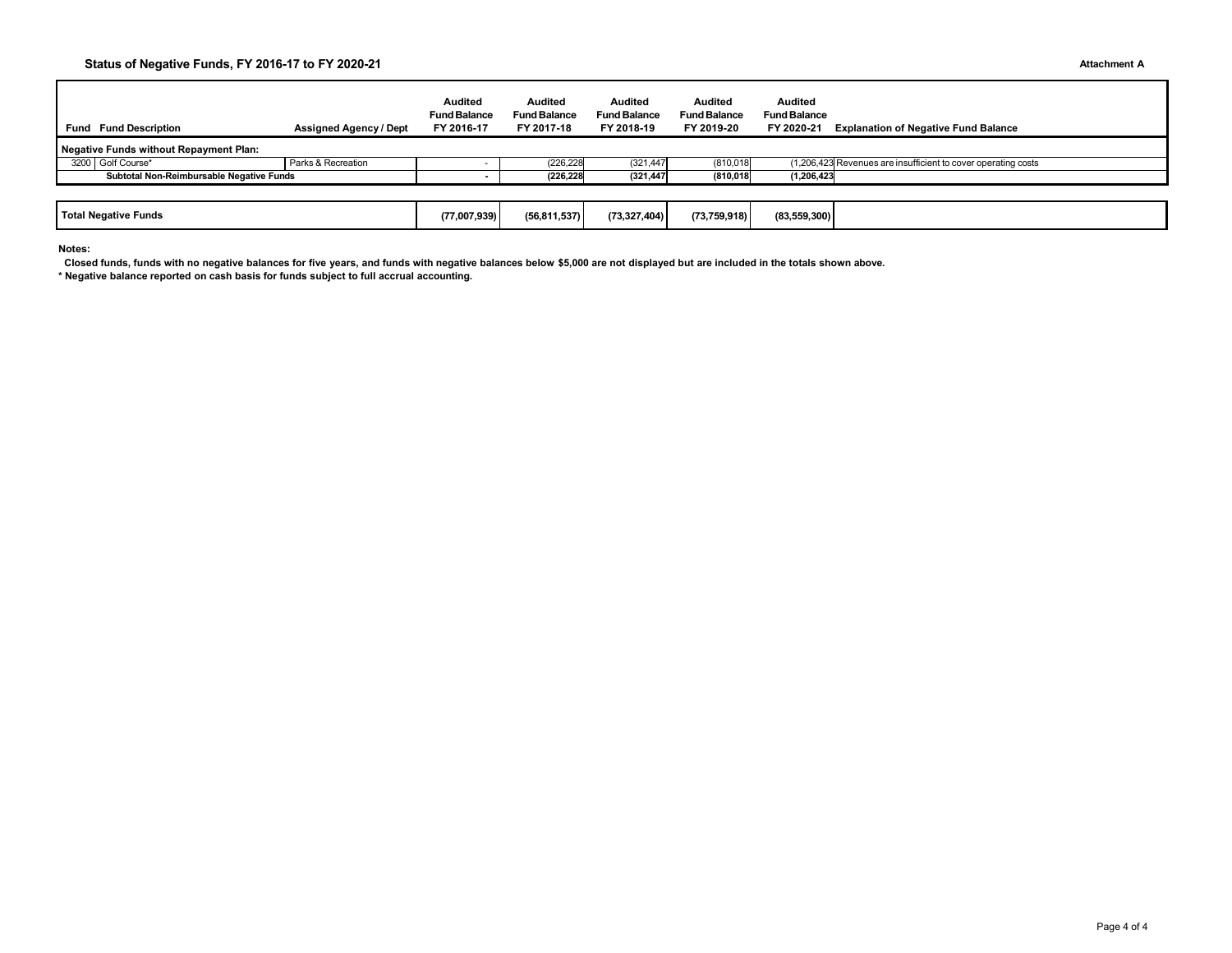**Status of Negative Funds, FY 2016-17 to FY 2020-21**

**Attachment A**

| Fund | Fund Description | Assigned Agency / Dept | Audited Fund Balance FY 2016-17 | Audited Fund Balance FY 2017-18 | Audited Fund Balance FY 2018-19 | Audited Fund Balance FY 2019-20 | Audited Fund Balance FY 2020-21 | Explanation of Negative Fund Balance |
|---|---|---|---|---|---|---|---|---|
| **Negative Funds without Repayment Plan:** | | | | | | | | |
| 3200 | Golf Course* | Parks & Recreation | - | (226,228 | (321,447 | (810,018 | (1,206,423 | Revenues are insufficient to cover operating costs |
| | **Subtotal Non-Reimbursable Negative Funds** | | **-** | **(226,228** | **(321,447** | **(810,018** | **(1,206,423** | |
| **Total Negative Funds** | | | **(77,007,939)** | **(56,811,537)** | **(73,327,404)** | **(73,759,918)** | **(83,559,300)** | |

**Notes:**

**Closed funds, funds with no negative balances for five years, and funds with negative balances below $5,000 are not displayed but are included in the totals shown above.**

**\* Negative balance reported on cash basis for funds subject to full accrual accounting.**